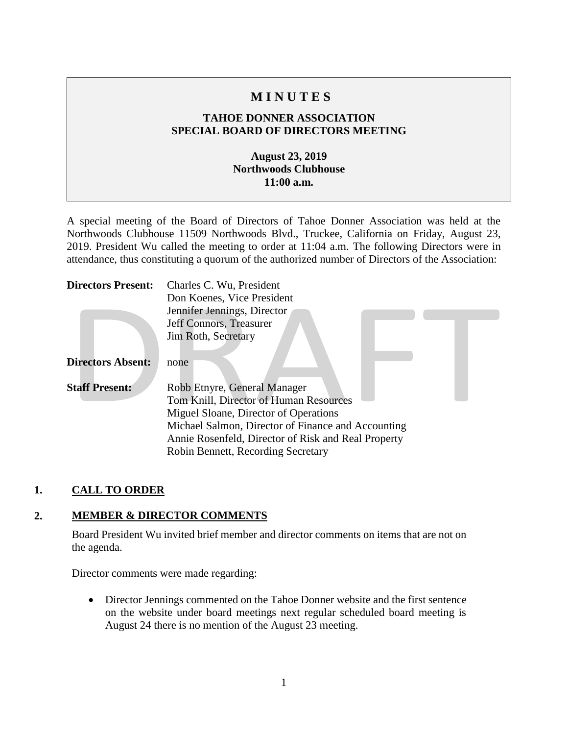# M I N U T E S

## TAHOE DONNER ASSOCIATION
## SPECIAL BOARD OF DIRECTORS MEETING

**August 23, 2019**
**Northwoods Clubhouse**
**11:00 a.m.**

A special meeting of the Board of Directors of Tahoe Donner Association was held at the Northwoods Clubhouse 11509 Northwoods Blvd., Truckee, California on Friday, August 23, 2019. President Wu called the meeting to order at 11:04 a.m. The following Directors were in attendance, thus constituting a quorum of the authorized number of Directors of the Association:

**Directors Present:** Charles C. Wu, President
Don Koenes, Vice President
Jennifer Jennings, Director
Jeff Connors, Treasurer
Jim Roth, Secretary

**Directors Absent:** none

**Staff Present:** Robb Etnyre, General Manager
Tom Knill, Director of Human Resources
Miguel Sloane, Director of Operations
Michael Salmon, Director of Finance and Accounting
Annie Rosenfeld, Director of Risk and Real Property
Robin Bennett, Recording Secretary

## 1. CALL TO ORDER

## 2. MEMBER & DIRECTOR COMMENTS

Board President Wu invited brief member and director comments on items that are not on the agenda.

Director comments were made regarding:

- Director Jennings commented on the Tahoe Donner website and the first sentence on the website under board meetings next regular scheduled board meeting is August 24 there is no mention of the August 23 meeting.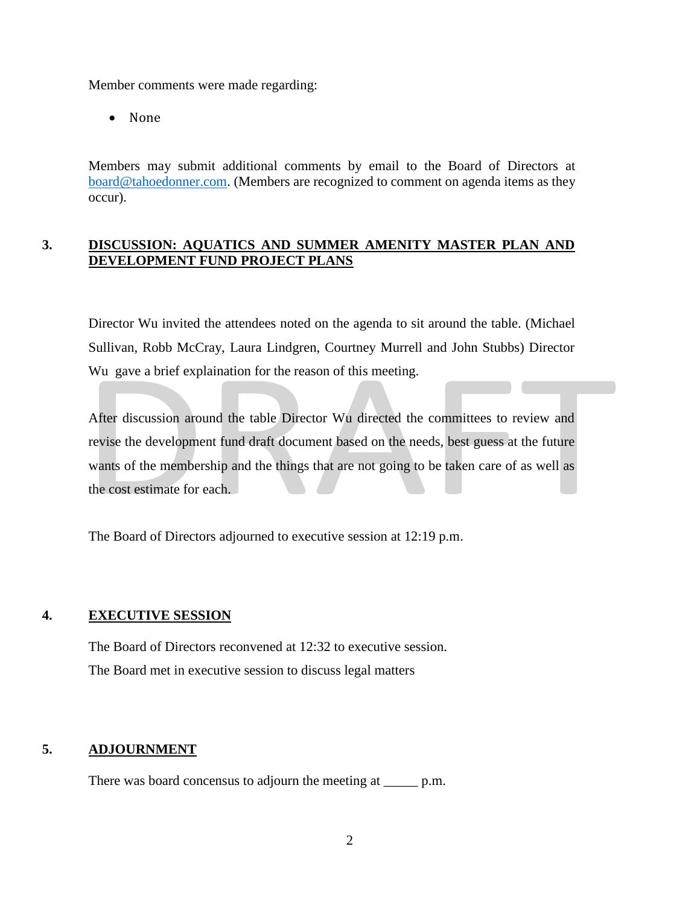Member comments were made regarding:

- None

Members may submit additional comments by email to the Board of Directors at board@tahoedonner.com. (Members are recognized to comment on agenda items as they occur).

## 3. DISCUSSION: AQUATICS AND SUMMER AMENITY MASTER PLAN AND DEVELOPMENT FUND PROJECT PLANS

Director Wu invited the attendees noted on the agenda to sit around the table. (Michael Sullivan, Robb McCray, Laura Lindgren, Courtney Murrell and John Stubbs) Director Wu gave a brief explaination for the reason of this meeting.

After discussion around the table Director Wu directed the committees to review and revise the development fund draft document based on the needs, best guess at the future wants of the membership and the things that are not going to be taken care of as well as the cost estimate for each.

The Board of Directors adjourned to executive session at 12:19 p.m.

## 4. EXECUTIVE SESSION

The Board of Directors reconvened at 12:32 to executive session.

The Board met in executive session to discuss legal matters

## 5. ADJOURNMENT

There was board concensus to adjourn the meeting at _____ p.m.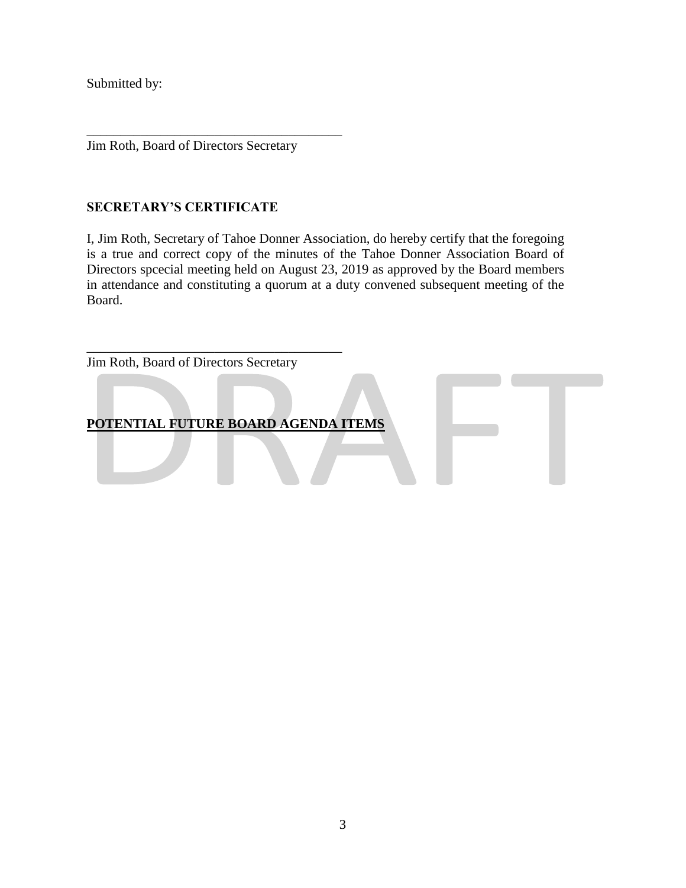Submitted by:

\_\_\_\_\_\_\_\_\_\_\_\_\_\_\_\_\_\_\_\_\_\_\_\_\_\_\_\_\_\_\_\_\_\_\_\_\_\_\_\_
Jim Roth, Board of Directors Secretary

**SECRETARY'S CERTIFICATE**

I, Jim Roth, Secretary of Tahoe Donner Association, do hereby certify that the foregoing is a true and correct copy of the minutes of the Tahoe Donner Association Board of Directors spcecial meeting held on August 23, 2019 as approved by the Board members in attendance and constituting a quorum at a duty convened subsequent meeting of the Board.

\_\_\_\_\_\_\_\_\_\_\_\_\_\_\_\_\_\_\_\_\_\_\_\_\_\_\_\_\_\_\_\_\_\_\_\_\_\_\_\_
Jim Roth, Board of Directors Secretary

DRAFT

**POTENTIAL FUTURE BOARD AGENDA ITEMS**